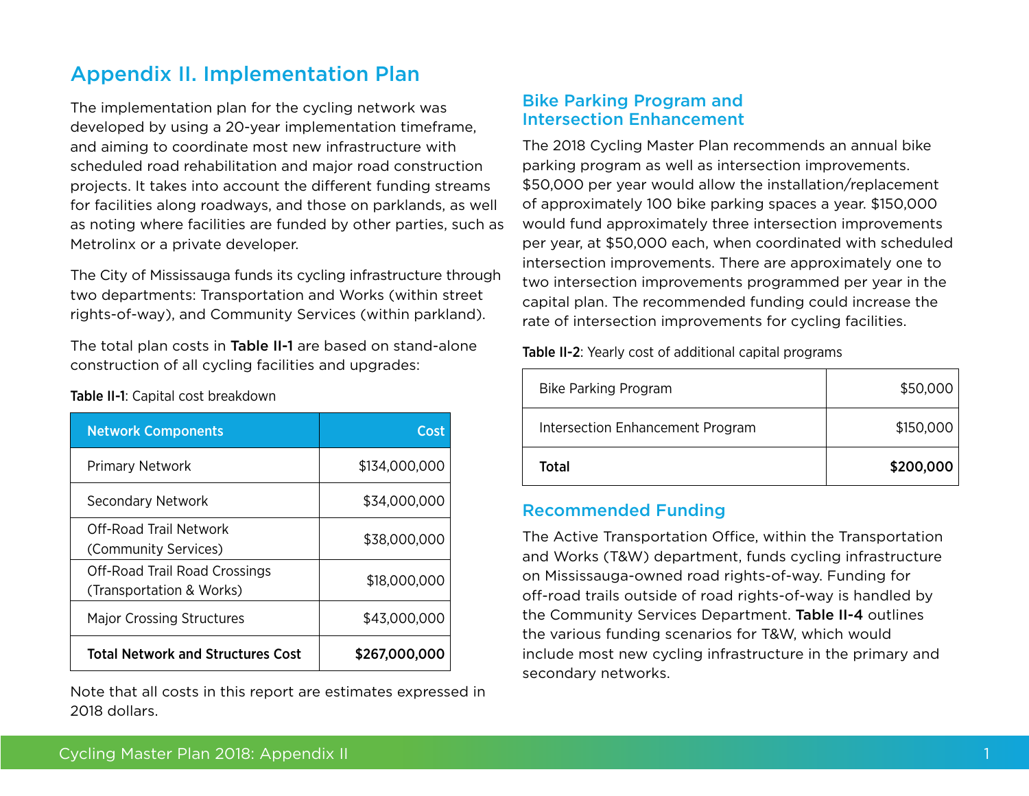# Appendix II. Implementation Plan

The implementation plan for the cycling network was developed by using a 20-year implementation timeframe, and aiming to coordinate most new infrastructure with scheduled road rehabilitation and major road construction projects. It takes into account the different funding streams for facilities along roadways, and those on parklands, as well as noting where facilities are funded by other parties, such as Metrolinx or a private developer.

The City of Mississauga funds its cycling infrastructure through two departments: Transportation and Works (within street rights-of-way), and Community Services (within parkland).

The total plan costs in **Table II-1** are based on stand-alone construction of all cycling facilities and upgrades:

**Table II-1**: Capital cost breakdown

| Network Components | Cost |
|---|---:|
| Primary Network | $134,000,000 |
| Secondary Network | $34,000,000 |
| Off-Road Trail Network (Community Services) | $38,000,000 |
| Off-Road Trail Road Crossings (Transportation & Works) | $18,000,000 |
| Major Crossing Structures | $43,000,000 |
| **Total Network and Structures Cost** | **$267,000,000** |

Note that all costs in this report are estimates expressed in 2018 dollars.

## Bike Parking Program and Intersection Enhancement

The 2018 Cycling Master Plan recommends an annual bike parking program as well as intersection improvements. $50,000 per year would allow the installation/replacement of approximately 100 bike parking spaces a year. $150,000 would fund approximately three intersection improvements per year, at $50,000 each, when coordinated with scheduled intersection improvements. There are approximately one to two intersection improvements programmed per year in the capital plan. The recommended funding could increase the rate of intersection improvements for cycling facilities.

**Table II-2**: Yearly cost of additional capital programs

| Program | Cost |
|---|---:|
| Bike Parking Program | $50,000 |
| Intersection Enhancement Program | $150,000 |
| **Total** | **$200,000** |

## Recommended Funding

The Active Transportation Office, within the Transportation and Works (T&W) department, funds cycling infrastructure on Mississauga-owned road rights-of-way. Funding for off-road trails outside of road rights-of-way is handled by the Community Services Department. **Table II-4** outlines the various funding scenarios for T&W, which would include most new cycling infrastructure in the primary and secondary networks.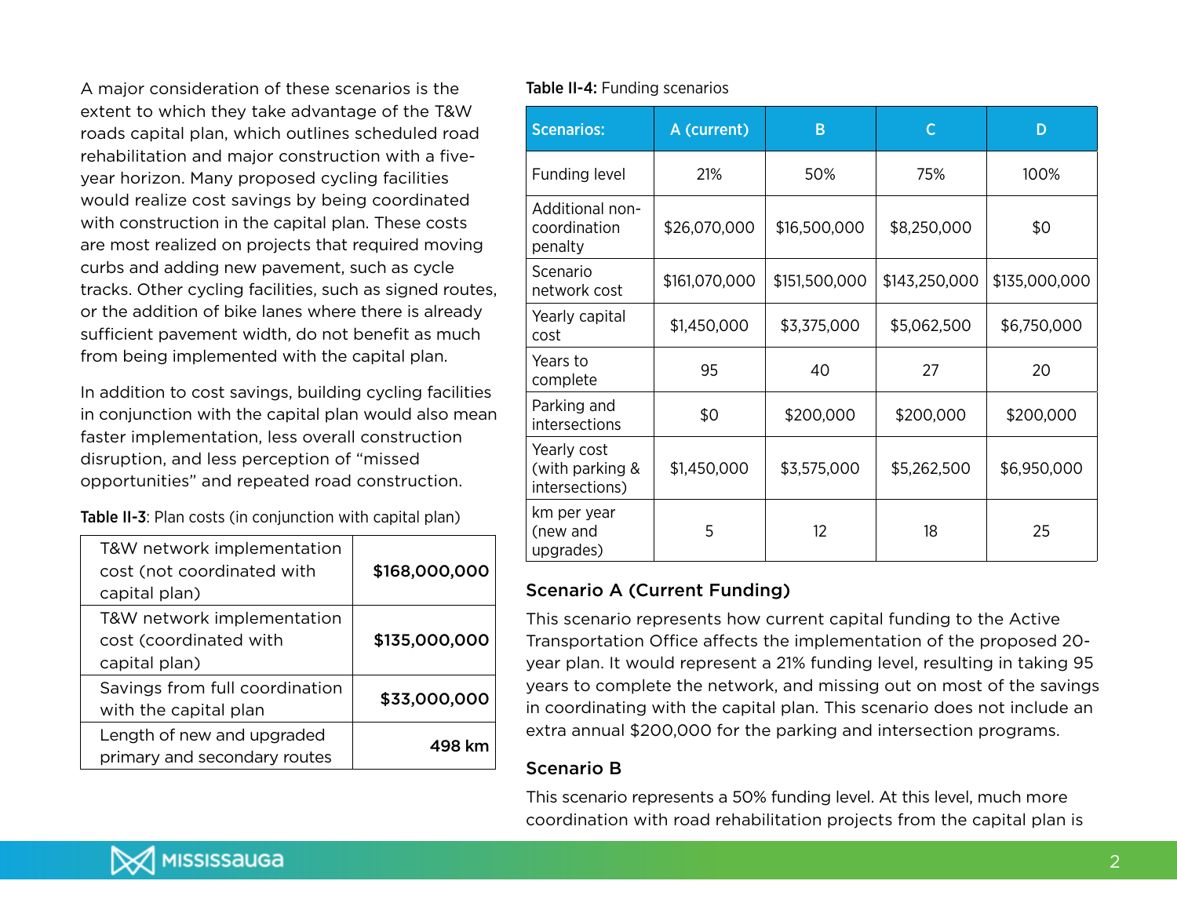A major consideration of these scenarios is the extent to which they take advantage of the T&W roads capital plan, which outlines scheduled road rehabilitation and major construction with a five-year horizon. Many proposed cycling facilities would realize cost savings by being coordinated with construction in the capital plan. These costs are most realized on projects that required moving curbs and adding new pavement, such as cycle tracks. Other cycling facilities, such as signed routes, or the addition of bike lanes where there is already sufficient pavement width, do not benefit as much from being implemented with the capital plan.

In addition to cost savings, building cycling facilities in conjunction with the capital plan would also mean faster implementation, less overall construction disruption, and less perception of "missed opportunities" and repeated road construction.

**Table II-3**: Plan costs (in conjunction with capital plan)

| | |
|---|---|
| T&W network implementation cost (not coordinated with capital plan) | **$168,000,000** |
| T&W network implementation cost (coordinated with capital plan) | **$135,000,000** |
| Savings from full coordination with the capital plan | **$33,000,000** |
| Length of new and upgraded primary and secondary routes | **498 km** |

**Table II-4:** Funding scenarios

| Scenarios: | A (current) | B | C | D |
|---|---|---|---|---|
| Funding level | 21% | 50% | 75% | 100% |
| Additional non-coordination penalty | $26,070,000 | $16,500,000 | $8,250,000 | $0 |
| Scenario network cost | $161,070,000 | $151,500,000 | $143,250,000 | $135,000,000 |
| Yearly capital cost | $1,450,000 | $3,375,000 | $5,062,500 | $6,750,000 |
| Years to complete | 95 | 40 | 27 | 20 |
| Parking and intersections | $0 | $200,000 | $200,000 | $200,000 |
| Yearly cost (with parking & intersections) | $1,450,000 | $3,575,000 | $5,262,500 | $6,950,000 |
| km per year (new and upgrades) | 5 | 12 | 18 | 25 |

### Scenario A (Current Funding)

This scenario represents how current capital funding to the Active Transportation Office affects the implementation of the proposed 20-year plan. It would represent a 21% funding level, resulting in taking 95 years to complete the network, and missing out on most of the savings in coordinating with the capital plan. This scenario does not include an extra annual $200,000 for the parking and intersection programs.

### Scenario B

This scenario represents a 50% funding level. At this level, much more coordination with road rehabilitation projects from the capital plan is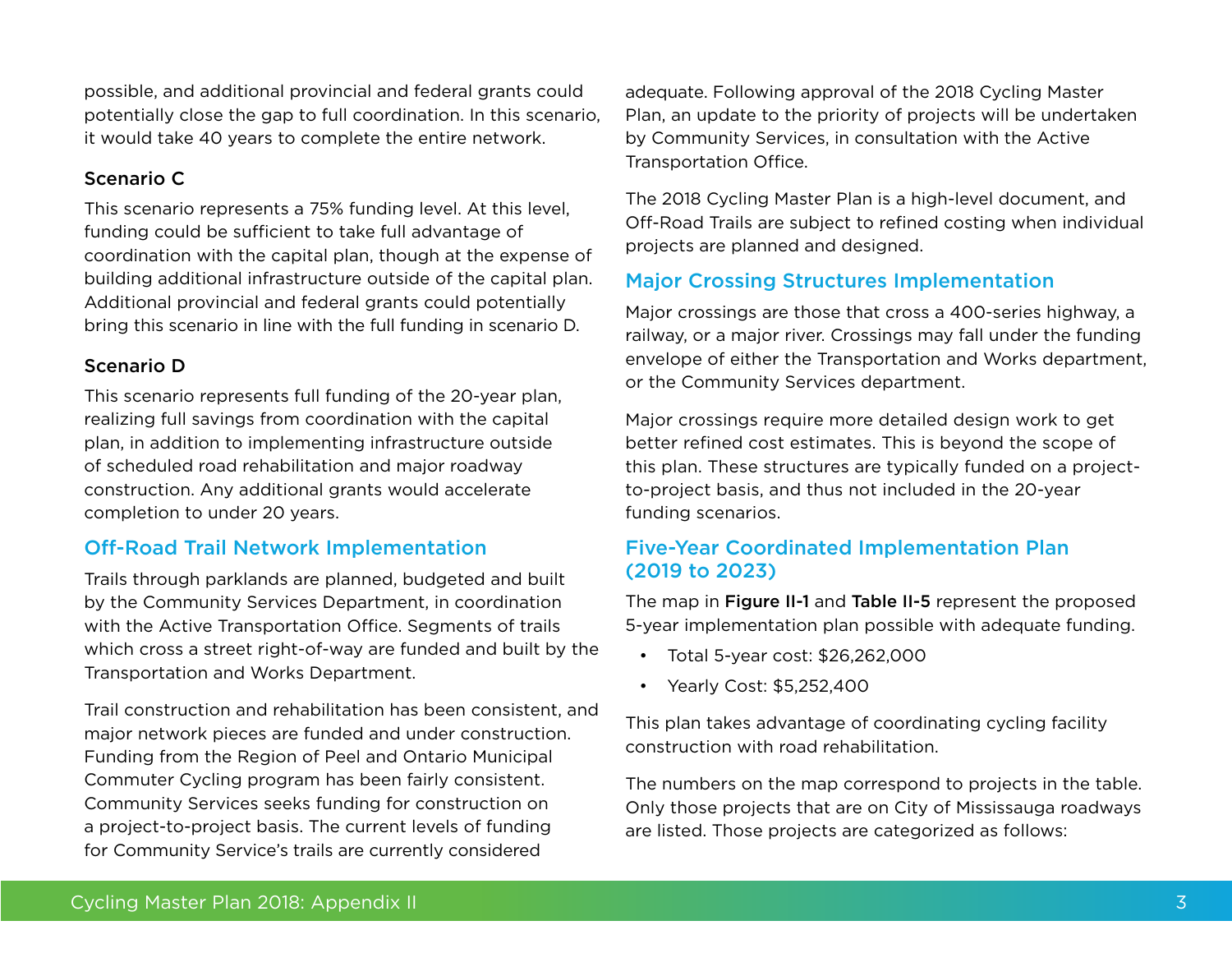possible, and additional provincial and federal grants could potentially close the gap to full coordination. In this scenario, it would take 40 years to complete the entire network.

### Scenario C

This scenario represents a 75% funding level. At this level, funding could be sufficient to take full advantage of coordination with the capital plan, though at the expense of building additional infrastructure outside of the capital plan. Additional provincial and federal grants could potentially bring this scenario in line with the full funding in scenario D.

### Scenario D

This scenario represents full funding of the 20-year plan, realizing full savings from coordination with the capital plan, in addition to implementing infrastructure outside of scheduled road rehabilitation and major roadway construction. Any additional grants would accelerate completion to under 20 years.

## Off-Road Trail Network Implementation

Trails through parklands are planned, budgeted and built by the Community Services Department, in coordination with the Active Transportation Office. Segments of trails which cross a street right-of-way are funded and built by the Transportation and Works Department.

Trail construction and rehabilitation has been consistent, and major network pieces are funded and under construction. Funding from the Region of Peel and Ontario Municipal Commuter Cycling program has been fairly consistent. Community Services seeks funding for construction on a project-to-project basis. The current levels of funding for Community Service's trails are currently considered adequate. Following approval of the 2018 Cycling Master Plan, an update to the priority of projects will be undertaken by Community Services, in consultation with the Active Transportation Office.

The 2018 Cycling Master Plan is a high-level document, and Off-Road Trails are subject to refined costing when individual projects are planned and designed.

## Major Crossing Structures Implementation

Major crossings are those that cross a 400-series highway, a railway, or a major river. Crossings may fall under the funding envelope of either the Transportation and Works department, or the Community Services department.

Major crossings require more detailed design work to get better refined cost estimates. This is beyond the scope of this plan. These structures are typically funded on a project-to-project basis, and thus not included in the 20-year funding scenarios.

## Five-Year Coordinated Implementation Plan (2019 to 2023)

The map in **Figure II-1** and **Table II-5** represent the proposed 5-year implementation plan possible with adequate funding.

- Total 5-year cost: $26,262,000
- Yearly Cost: $5,252,400

This plan takes advantage of coordinating cycling facility construction with road rehabilitation.

The numbers on the map correspond to projects in the table. Only those projects that are on City of Mississauga roadways are listed. Those projects are categorized as follows: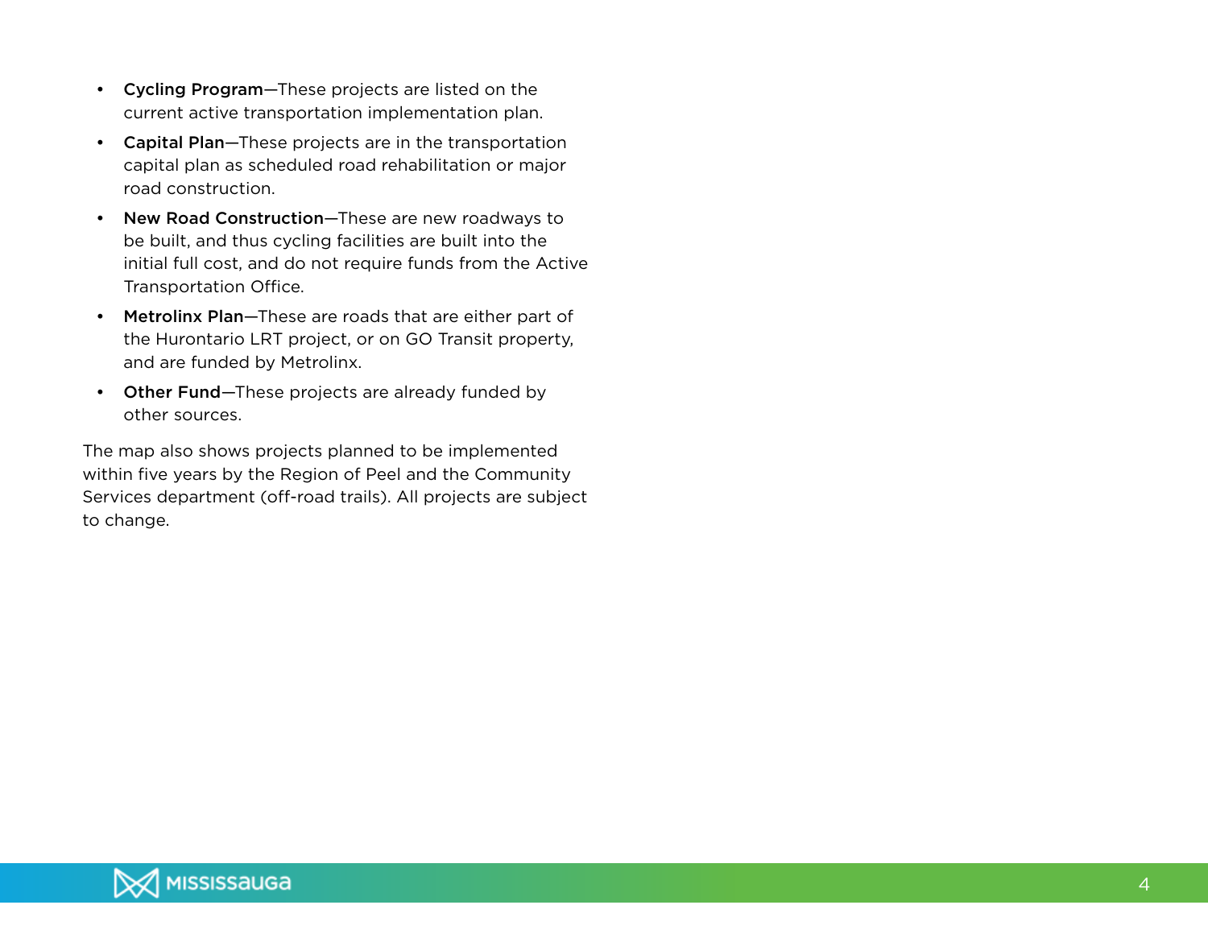- **Cycling Program**—These projects are listed on the current active transportation implementation plan.
- **Capital Plan**—These projects are in the transportation capital plan as scheduled road rehabilitation or major road construction.
- **New Road Construction**—These are new roadways to be built, and thus cycling facilities are built into the initial full cost, and do not require funds from the Active Transportation Office.
- **Metrolinx Plan**—These are roads that are either part of the Hurontario LRT project, or on GO Transit property, and are funded by Metrolinx.
- **Other Fund**—These projects are already funded by other sources.

The map also shows projects planned to be implemented within five years by the Region of Peel and the Community Services department (off-road trails). All projects are subject to change.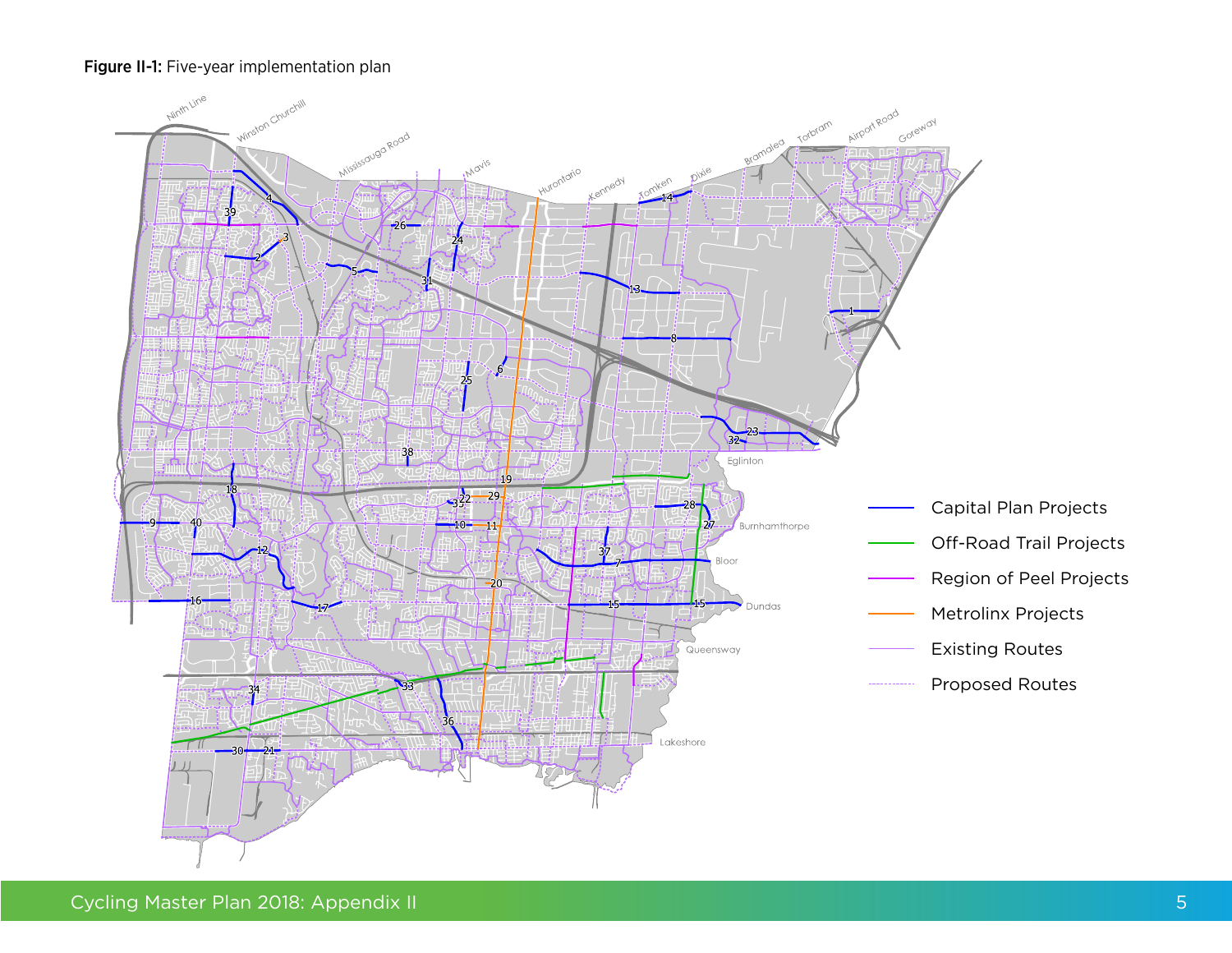**Figure II-1:** Five-year implementation plan

- Capital Plan Projects
- Off-Road Trail Projects
- Region of Peel Projects
- Metrolinx Projects
- Existing Routes
- Proposed Routes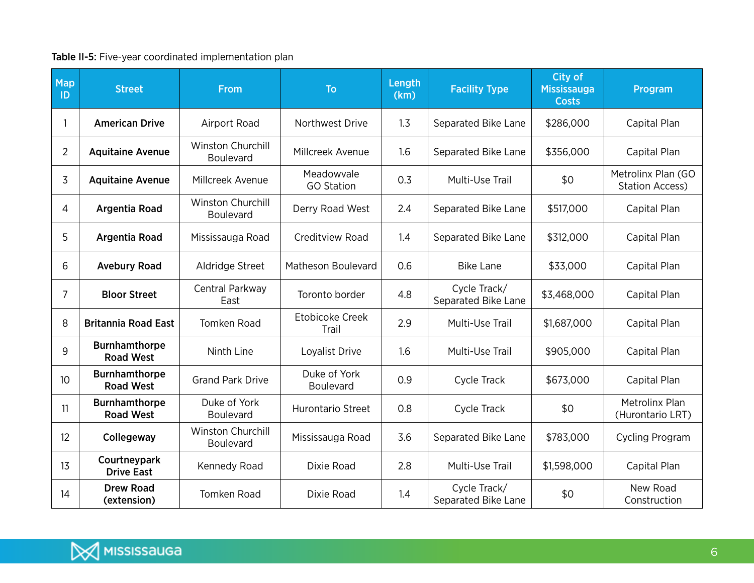**Table II-5:** Five-year coordinated implementation plan

| Map ID | Street | From | To | Length (km) | Facility Type | City of Mississauga Costs | Program |
|---|---|---|---|---|---|---|---|
| 1 | **American Drive** | Airport Road | Northwest Drive | 1.3 | Separated Bike Lane | $286,000 | Capital Plan |
| 2 | **Aquitaine Avenue** | Winston Churchill Boulevard | Millcreek Avenue | 1.6 | Separated Bike Lane | $356,000 | Capital Plan |
| 3 | **Aquitaine Avenue** | Millcreek Avenue | Meadowvale GO Station | 0.3 | Multi-Use Trail | $0 | Metrolinx Plan (GO Station Access) |
| 4 | **Argentia Road** | Winston Churchill Boulevard | Derry Road West | 2.4 | Separated Bike Lane | $517,000 | Capital Plan |
| 5 | **Argentia Road** | Mississauga Road | Creditview Road | 1.4 | Separated Bike Lane | $312,000 | Capital Plan |
| 6 | **Avebury Road** | Aldridge Street | Matheson Boulevard | 0.6 | Bike Lane | $33,000 | Capital Plan |
| 7 | **Bloor Street** | Central Parkway East | Toronto border | 4.8 | Cycle Track/ Separated Bike Lane | $3,468,000 | Capital Plan |
| 8 | **Britannia Road East** | Tomken Road | Etobicoke Creek Trail | 2.9 | Multi-Use Trail | $1,687,000 | Capital Plan |
| 9 | **Burnhamthorpe Road West** | Ninth Line | Loyalist Drive | 1.6 | Multi-Use Trail | $905,000 | Capital Plan |
| 10 | **Burnhamthorpe Road West** | Grand Park Drive | Duke of York Boulevard | 0.9 | Cycle Track | $673,000 | Capital Plan |
| 11 | **Burnhamthorpe Road West** | Duke of York Boulevard | Hurontario Street | 0.8 | Cycle Track | $0 | Metrolinx Plan (Hurontario LRT) |
| 12 | **Collegeway** | Winston Churchill Boulevard | Mississauga Road | 3.6 | Separated Bike Lane | $783,000 | Cycling Program |
| 13 | **Courtneypark Drive East** | Kennedy Road | Dixie Road | 2.8 | Multi-Use Trail | $1,598,000 | Capital Plan |
| 14 | **Drew Road (extension)** | Tomken Road | Dixie Road | 1.4 | Cycle Track/ Separated Bike Lane | $0 | New Road Construction |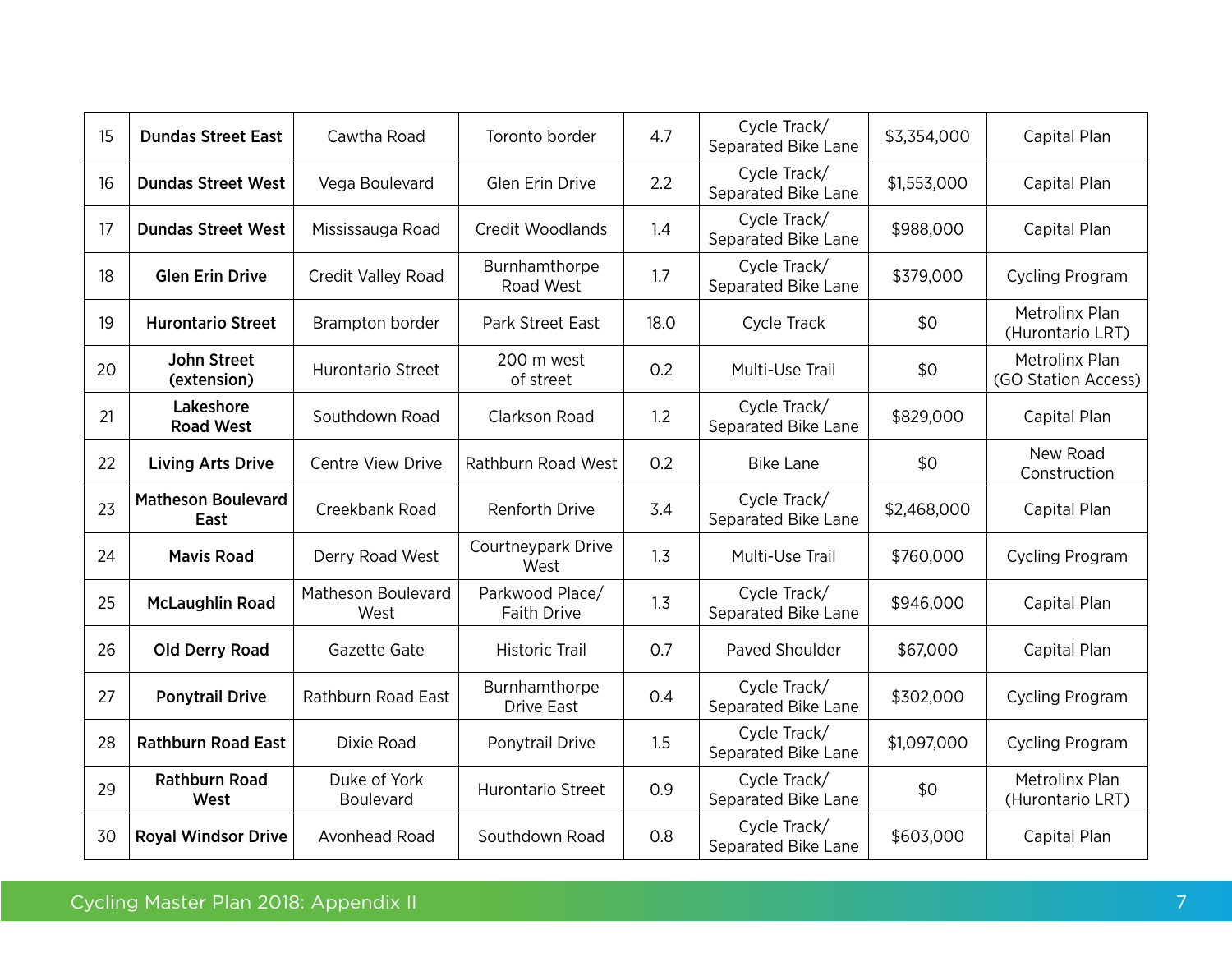| 15 | **Dundas Street East** | Cawtha Road | Toronto border | 4.7 | Cycle Track/ Separated Bike Lane | $3,354,000 | Capital Plan |
|---|---|---|---|---|---|---|---|
| 16 | **Dundas Street West** | Vega Boulevard | Glen Erin Drive | 2.2 | Cycle Track/ Separated Bike Lane | $1,553,000 | Capital Plan |
| 17 | **Dundas Street West** | Mississauga Road | Credit Woodlands | 1.4 | Cycle Track/ Separated Bike Lane | $988,000 | Capital Plan |
| 18 | **Glen Erin Drive** | Credit Valley Road | Burnhamthorpe Road West | 1.7 | Cycle Track/ Separated Bike Lane | $379,000 | Cycling Program |
| 19 | **Hurontario Street** | Brampton border | Park Street East | 18.0 | Cycle Track | $0 | Metrolinx Plan (Hurontario LRT) |
| 20 | **John Street (extension)** | Hurontario Street | 200 m west of street | 0.2 | Multi-Use Trail | $0 | Metrolinx Plan (GO Station Access) |
| 21 | **Lakeshore Road West** | Southdown Road | Clarkson Road | 1.2 | Cycle Track/ Separated Bike Lane | $829,000 | Capital Plan |
| 22 | **Living Arts Drive** | Centre View Drive | Rathburn Road West | 0.2 | Bike Lane | $0 | New Road Construction |
| 23 | **Matheson Boulevard East** | Creekbank Road | Renforth Drive | 3.4 | Cycle Track/ Separated Bike Lane | $2,468,000 | Capital Plan |
| 24 | **Mavis Road** | Derry Road West | Courtneypark Drive West | 1.3 | Multi-Use Trail | $760,000 | Cycling Program |
| 25 | **McLaughlin Road** | Matheson Boulevard West | Parkwood Place/ Faith Drive | 1.3 | Cycle Track/ Separated Bike Lane | $946,000 | Capital Plan |
| 26 | **Old Derry Road** | Gazette Gate | Historic Trail | 0.7 | Paved Shoulder | $67,000 | Capital Plan |
| 27 | **Ponytrail Drive** | Rathburn Road East | Burnhamthorpe Drive East | 0.4 | Cycle Track/ Separated Bike Lane | $302,000 | Cycling Program |
| 28 | **Rathburn Road East** | Dixie Road | Ponytrail Drive | 1.5 | Cycle Track/ Separated Bike Lane | $1,097,000 | Cycling Program |
| 29 | **Rathburn Road West** | Duke of York Boulevard | Hurontario Street | 0.9 | Cycle Track/ Separated Bike Lane | $0 | Metrolinx Plan (Hurontario LRT) |
| 30 | **Royal Windsor Drive** | Avonhead Road | Southdown Road | 0.8 | Cycle Track/ Separated Bike Lane | $603,000 | Capital Plan |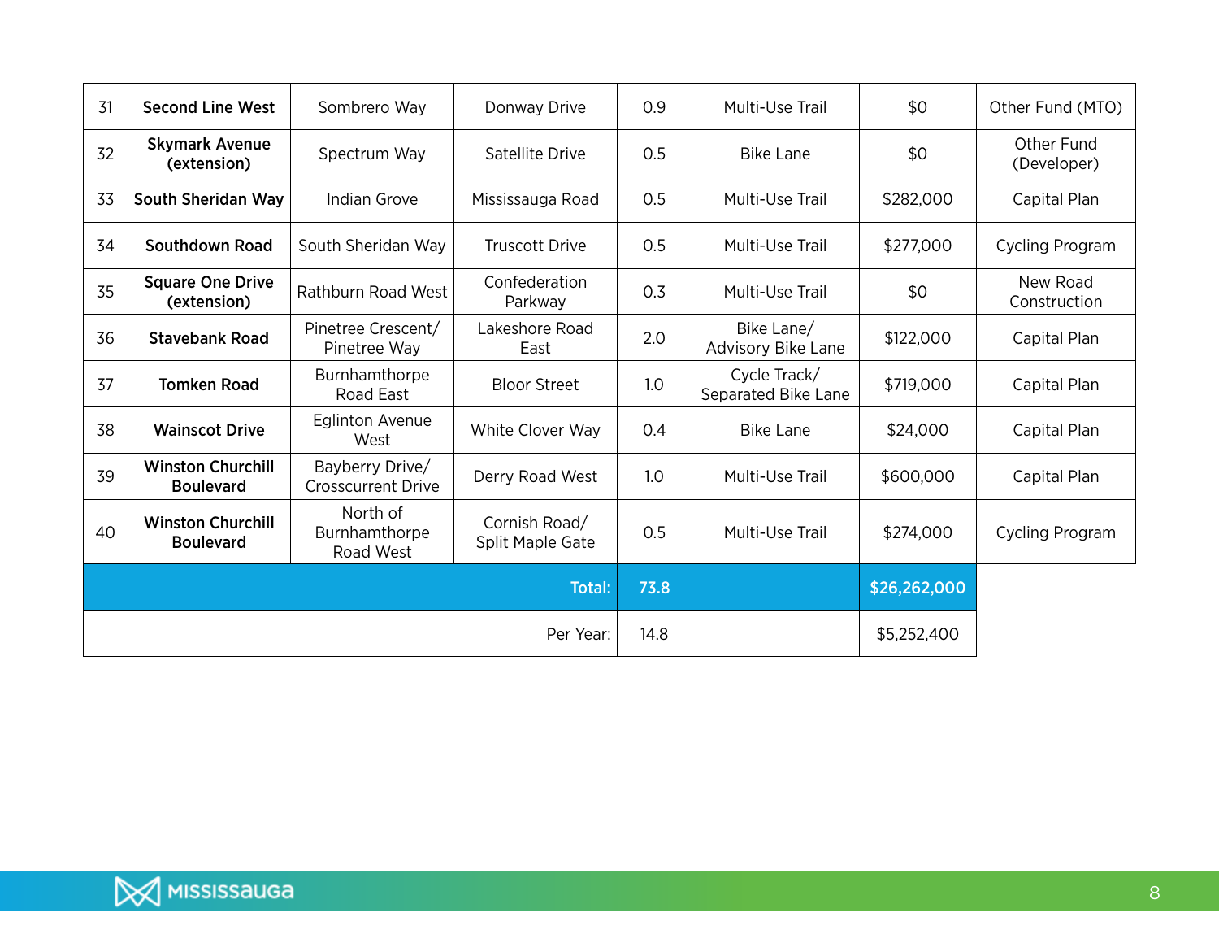| | | | | | | | |
|---|---|---|---|---|---|---|---|
| 31 | **Second Line West** | Sombrero Way | Donway Drive | 0.9 | Multi-Use Trail | $0 | Other Fund (MTO) |
| 32 | **Skymark Avenue (extension)** | Spectrum Way | Satellite Drive | 0.5 | Bike Lane | $0 | Other Fund (Developer) |
| 33 | **South Sheridan Way** | Indian Grove | Mississauga Road | 0.5 | Multi-Use Trail | $282,000 | Capital Plan |
| 34 | **Southdown Road** | South Sheridan Way | Truscott Drive | 0.5 | Multi-Use Trail | $277,000 | Cycling Program |
| 35 | **Square One Drive (extension)** | Rathburn Road West | Confederation Parkway | 0.3 | Multi-Use Trail | $0 | New Road Construction |
| 36 | **Stavebank Road** | Pinetree Crescent/ Pinetree Way | Lakeshore Road East | 2.0 | Bike Lane/ Advisory Bike Lane | $122,000 | Capital Plan |
| 37 | **Tomken Road** | Burnhamthorpe Road East | Bloor Street | 1.0 | Cycle Track/ Separated Bike Lane | $719,000 | Capital Plan |
| 38 | **Wainscot Drive** | Eglinton Avenue West | White Clover Way | 0.4 | Bike Lane | $24,000 | Capital Plan |
| 39 | **Winston Churchill Boulevard** | Bayberry Drive/ Crosscurrent Drive | Derry Road West | 1.0 | Multi-Use Trail | $600,000 | Capital Plan |
| 40 | **Winston Churchill Boulevard** | North of Burnhamthorpe Road West | Cornish Road/ Split Maple Gate | 0.5 | Multi-Use Trail | $274,000 | Cycling Program |
| | | | **Total:** | **73.8** | | **$26,262,000** | |
| | | | Per Year: | 14.8 | | $5,252,400 | |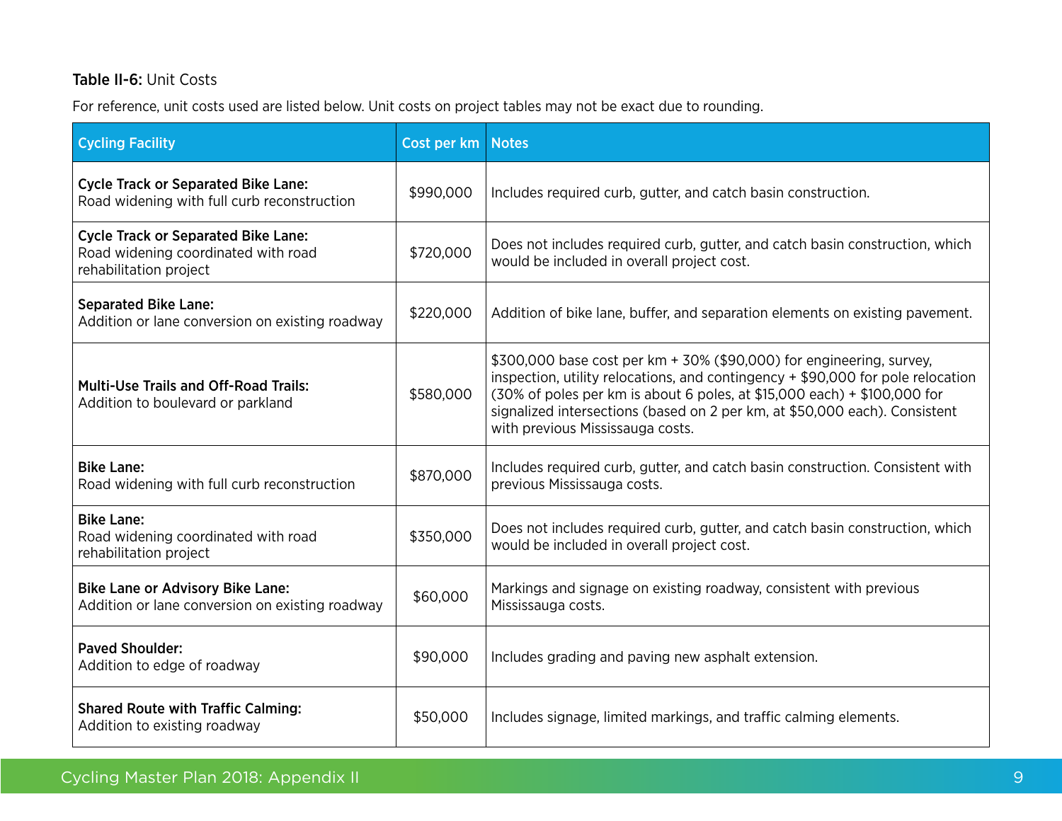**Table II-6:** Unit Costs

For reference, unit costs used are listed below. Unit costs on project tables may not be exact due to rounding.

| Cycling Facility | Cost per km | Notes |
|---|---|---|
| **Cycle Track or Separated Bike Lane:** Road widening with full curb reconstruction | $990,000 | Includes required curb, gutter, and catch basin construction. |
| **Cycle Track or Separated Bike Lane:** Road widening coordinated with road rehabilitation project | $720,000 | Does not includes required curb, gutter, and catch basin construction, which would be included in overall project cost. |
| **Separated Bike Lane:** Addition or lane conversion on existing roadway | $220,000 | Addition of bike lane, buffer, and separation elements on existing pavement. |
| **Multi-Use Trails and Off-Road Trails:** Addition to boulevard or parkland | $580,000 | $300,000 base cost per km + 30% ($90,000) for engineering, survey, inspection, utility relocations, and contingency + $90,000 for pole relocation (30% of poles per km is about 6 poles, at $15,000 each) + $100,000 for signalized intersections (based on 2 per km, at $50,000 each). Consistent with previous Mississauga costs. |
| **Bike Lane:** Road widening with full curb reconstruction | $870,000 | Includes required curb, gutter, and catch basin construction. Consistent with previous Mississauga costs. |
| **Bike Lane:** Road widening coordinated with road rehabilitation project | $350,000 | Does not includes required curb, gutter, and catch basin construction, which would be included in overall project cost. |
| **Bike Lane or Advisory Bike Lane:** Addition or lane conversion on existing roadway | $60,000 | Markings and signage on existing roadway, consistent with previous Mississauga costs. |
| **Paved Shoulder:** Addition to edge of roadway | $90,000 | Includes grading and paving new asphalt extension. |
| **Shared Route with Traffic Calming:** Addition to existing roadway | $50,000 | Includes signage, limited markings, and traffic calming elements. |